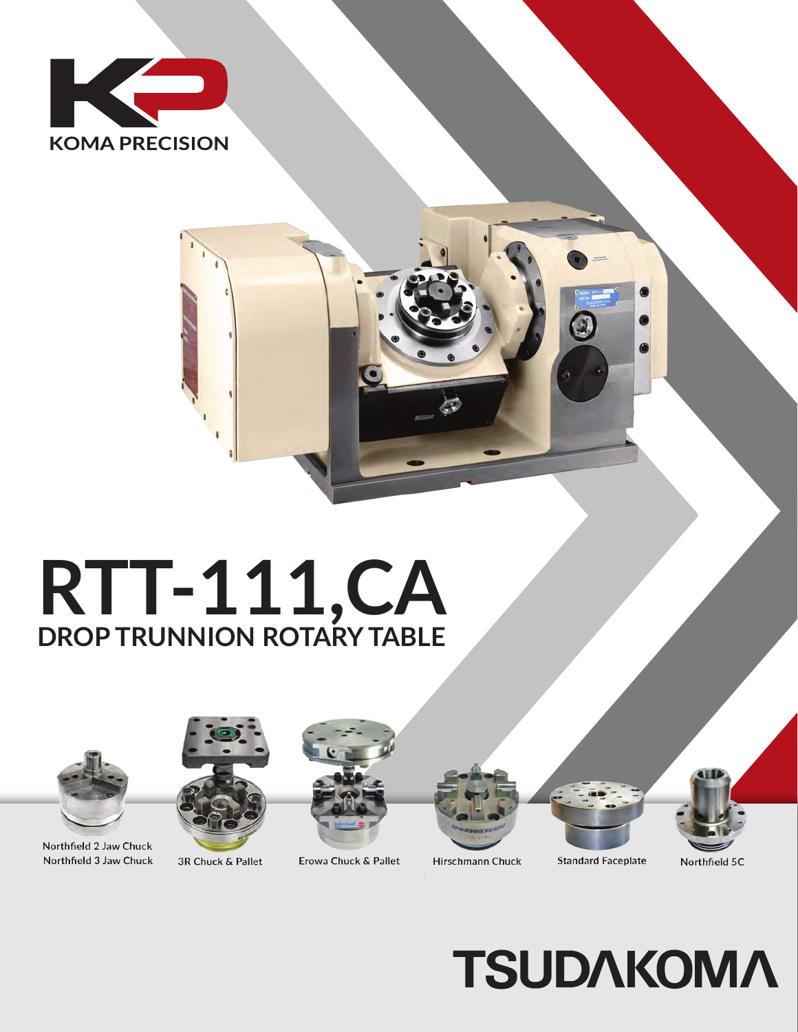KOMA PRECISION

# RTT-111,CA

## DROP TRUNNION ROTARY TABLE

Northfield 2 Jaw Chuck
Northfield 3 Jaw Chuck

3R Chuck & Pallet

Erowa Chuck & Pallet

Hirschmann Chuck

Standard Faceplate

Northfield 5C

TSUDAKOMA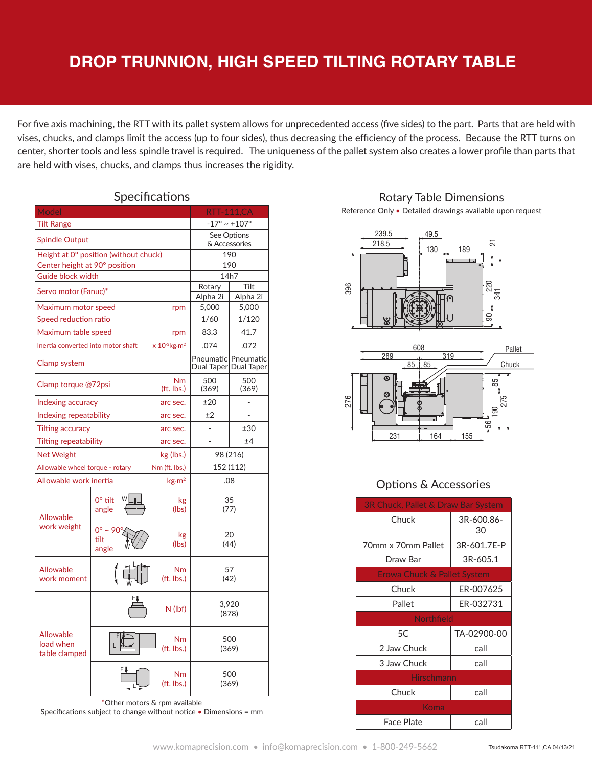# DROP TRUNNION, HIGH SPEED TILTING ROTARY TABLE

For five axis machining, the RTT with its pallet system allows for unprecedented access (five sides) to the part. Parts that are held with vises, chucks, and clamps limit the access (up to four sides), thus decreasing the efficiency of the process. Because the RTT turns on center, shorter tools and less spindle travel is required. The uniqueness of the pallet system also creates a lower profile than parts that are held with vises, chucks, and clamps thus increases the rigidity.

## Specifications

| Model | | | RTT-111,CA | |
|---|---|---|---|---|
| Tilt Range | | | -17° ~ +107° | |
| Spindle Output | | | See Options & Accessories | |
| Height at 0° position (without chuck) | | | 190 | |
| Center height at 90° position | | | 190 | |
| Guide block width | | | 14h7 | |
| Servo motor (Fanuc)* | | | Rotary | Tilt |
| | | | Alpha 2i | Alpha 2i |
| Maximum motor speed | | rpm | 5,000 | 5,000 |
| Speed reduction ratio | | | 1/60 | 1/120 |
| Maximum table speed | | rpm | 83.3 | 41.7 |
| Inertia converted into motor shaft | | x $10^{-3}$kg·m$^2$ | .074 | .072 |
| Clamp system | | | Pneumatic Dual Taper | Pneumatic Dual Taper |
| Clamp torque @72psi | | Nm (ft. lbs.) | 500 (369) | 500 (369) |
| Indexing accuracy | | arc sec. | ±20 | - |
| Indexing repeatability | | arc sec. | ±2 | - |
| Tilting accuracy | | arc sec. | - | ±30 |
| Tilting repeatability | | arc sec. | - | ±4 |
| Net Weight | | kg (lbs.) | 98 (216) | |
| Allowable wheel torque - rotary | | Nm (ft. lbs.) | 152 (112) | |
| Allowable work inertia | | kg·m$^2$ | .08 | |
| Allowable work weight | 0° tilt angle | kg (lbs) | 35 (77) | |
| | 0° ~ 90° tilt angle | kg (lbs) | 20 (44) | |
| Allowable work moment | | Nm (ft. lbs.) | 57 (42) | |
| Allowable load when table clamped | | N (lbf) | 3,920 (878) | |
| | | Nm (ft. lbs.) | 500 (369) | |
| | | Nm (ft. lbs.) | 500 (369) | |

*Other motors & rpm available
Specifications subject to change without notice • Dimensions = mm

## Rotary Table Dimensions

Reference Only • Detailed drawings available upon request

239.5
218.5
49.5
130
189
21
396
220
341
90

608
289
319
85
85
Pallet
Chuck
276
85
275
190
56
231
164
155

## Options & Accessories

| 3R Chuck, Pallet & Draw Bar System | |
|---|---|
| Chuck | 3R-600.86-30 |
| 70mm x 70mm Pallet | 3R-601.7E-P |
| Draw Bar | 3R-605.1 |
| **Erowa Chuck & Pallet System** | |
| Chuck | ER-007625 |
| Pallet | ER-032731 |
| **Northfield** | |
| 5C | TA-02900-00 |
| 2 Jaw Chuck | call |
| 3 Jaw Chuck | call |
| **Hirschmann** | |
| Chuck | call |
| **Koma** | |
| Face Plate | call |

www.komaprecision.com • info@komaprecision.com • 1-800-249-5662

Tsudakoma RTT-111,CA 04/13/21